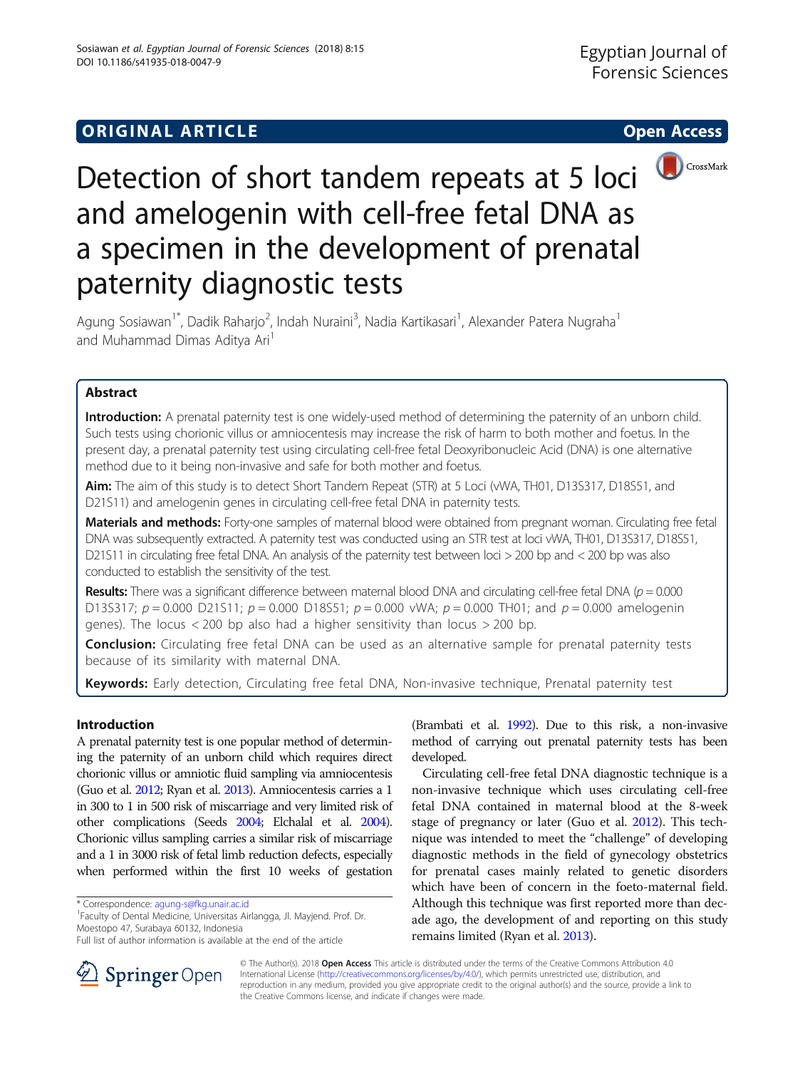**ORIGINAL ARTICLE** **Open Access**

# Detection of short tandem repeats at 5 loci and amelogenin with cell-free fetal DNA as a specimen in the development of prenatal paternity diagnostic tests

Agung Sosiawan[1*], Dadik Raharjo[2], Indah Nuraini[3], Nadia Kartikasari[1], Alexander Patera Nugraha[1] and Muhammad Dimas Aditya Ari[1]

## Abstract

**Introduction:** A prenatal paternity test is one widely-used method of determining the paternity of an unborn child. Such tests using chorionic villus or amniocentesis may increase the risk of harm to both mother and foetus. In the present day, a prenatal paternity test using circulating cell-free fetal Deoxyribonucleic Acid (DNA) is one alternative method due to it being non-invasive and safe for both mother and foetus.

**Aim:** The aim of this study is to detect Short Tandem Repeat (STR) at 5 Loci (vWA, TH01, D13S317, D18S51, and D21S11) and amelogenin genes in circulating cell-free fetal DNA in paternity tests.

**Materials and methods:** Forty-one samples of maternal blood were obtained from pregnant woman. Circulating free fetal DNA was subsequently extracted. A paternity test was conducted using an STR test at loci vWA, TH01, D13S317, D18S51, D21S11 in circulating free fetal DNA. An analysis of the paternity test between loci > 200 bp and < 200 bp was also conducted to establish the sensitivity of the test.

**Results:** There was a significant difference between maternal blood DNA and circulating cell-free fetal DNA ($p = 0.000$ D13S317; $p = 0.000$ D21S11; $p = 0.000$ D18S51; $p = 0.000$ vWA; $p = 0.000$ TH01; and $p = 0.000$ amelogenin genes). The locus < 200 bp also had a higher sensitivity than locus > 200 bp.

**Conclusion:** Circulating free fetal DNA can be used as an alternative sample for prenatal paternity tests because of its similarity with maternal DNA.

**Keywords:** Early detection, Circulating free fetal DNA, Non-invasive technique, Prenatal paternity test

## Introduction

A prenatal paternity test is one popular method of determining the paternity of an unborn child which requires direct chorionic villus or amniotic fluid sampling via amniocentesis (Guo et al. 2012; Ryan et al. 2013). Amniocentesis carries a 1 in 300 to 1 in 500 risk of miscarriage and very limited risk of other complications (Seeds 2004; Elchalal et al. 2004). Chorionic villus sampling carries a similar risk of miscarriage and a 1 in 3000 risk of fetal limb reduction defects, especially when performed within the first 10 weeks of gestation (Brambati et al. 1992). Due to this risk, a non-invasive method of carrying out prenatal paternity tests has been developed.

Circulating cell-free fetal DNA diagnostic technique is a non-invasive technique which uses circulating cell-free fetal DNA contained in maternal blood at the 8-week stage of pregnancy or later (Guo et al. 2012). This technique was intended to meet the "challenge" of developing diagnostic methods in the field of gynecology obstetrics for prenatal cases mainly related to genetic disorders which have been of concern in the foeto-maternal field. Although this technique was first reported more than decade ago, the development of and reporting on this study remains limited (Ryan et al. 2013).

\* Correspondence: agung-s@fkg.unair.ac.id
[1]Faculty of Dental Medicine, Universitas Airlangga, Jl. Mayjend. Prof. Dr. Moestopo 47, Surabaya 60132, Indonesia
Full list of author information is available at the end of the article

© The Author(s). 2018 **Open Access** This article is distributed under the terms of the Creative Commons Attribution 4.0 International License (http://creativecommons.org/licenses/by/4.0/), which permits unrestricted use, distribution, and reproduction in any medium, provided you give appropriate credit to the original author(s) and the source, provide a link to the Creative Commons license, and indicate if changes were made.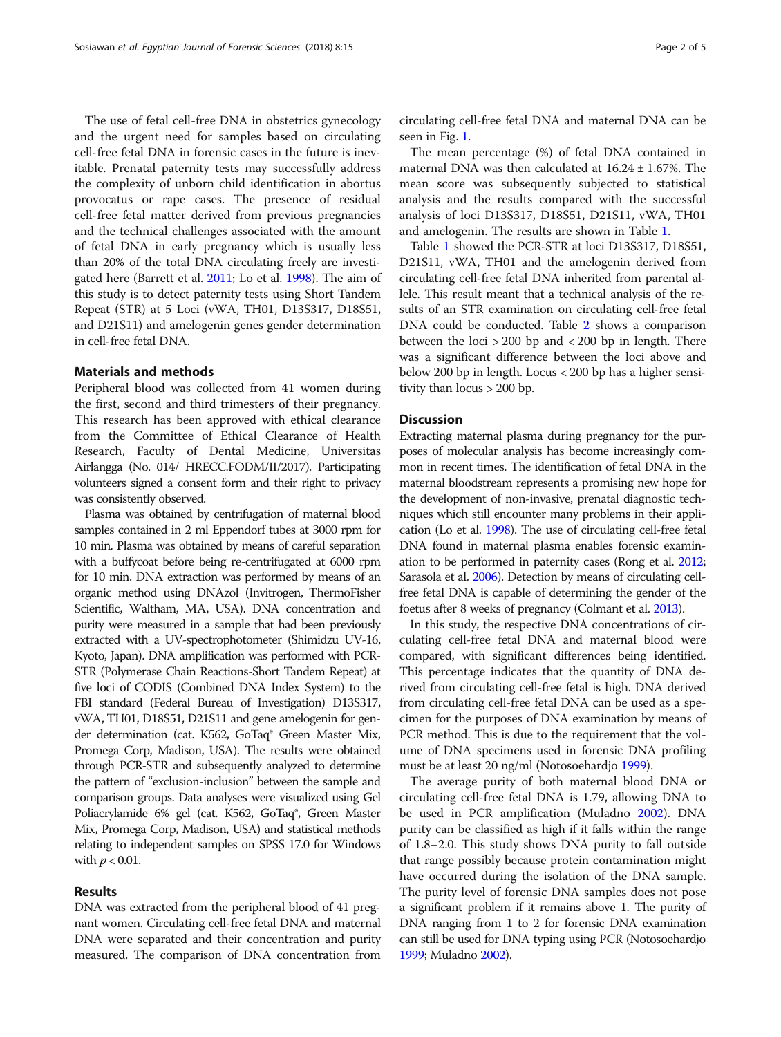The use of fetal cell-free DNA in obstetrics gynecology and the urgent need for samples based on circulating cell-free fetal DNA in forensic cases in the future is inevitable. Prenatal paternity tests may successfully address the complexity of unborn child identification in abortus provocatus or rape cases. The presence of residual cell-free fetal matter derived from previous pregnancies and the technical challenges associated with the amount of fetal DNA in early pregnancy which is usually less than 20% of the total DNA circulating freely are investigated here (Barrett et al. 2011; Lo et al. 1998). The aim of this study is to detect paternity tests using Short Tandem Repeat (STR) at 5 Loci (vWA, TH01, D13S317, D18S51, and D21S11) and amelogenin genes gender determination in cell-free fetal DNA.

## Materials and methods

Peripheral blood was collected from 41 women during the first, second and third trimesters of their pregnancy. This research has been approved with ethical clearance from the Committee of Ethical Clearance of Health Research, Faculty of Dental Medicine, Universitas Airlangga (No. 014/ HRECC.FODM/II/2017). Participating volunteers signed a consent form and their right to privacy was consistently observed.

Plasma was obtained by centrifugation of maternal blood samples contained in 2 ml Eppendorf tubes at 3000 rpm for 10 min. Plasma was obtained by means of careful separation with a buffycoat before being re-centrifugated at 6000 rpm for 10 min. DNA extraction was performed by means of an organic method using DNAzol (Invitrogen, ThermoFisher Scientific, Waltham, MA, USA). DNA concentration and purity were measured in a sample that had been previously extracted with a UV-spectrophotometer (Shimidzu UV-16, Kyoto, Japan). DNA amplification was performed with PCR-STR (Polymerase Chain Reactions-Short Tandem Repeat) at five loci of CODIS (Combined DNA Index System) to the FBI standard (Federal Bureau of Investigation) D13S317, vWA, TH01, D18S51, D21S11 and gene amelogenin for gender determination (cat. K562, GoTaq® Green Master Mix, Promega Corp, Madison, USA). The results were obtained through PCR-STR and subsequently analyzed to determine the pattern of "exclusion-inclusion" between the sample and comparison groups. Data analyses were visualized using Gel Poliacrylamide 6% gel (cat. K562, GoTaq®, Green Master Mix, Promega Corp, Madison, USA) and statistical methods relating to independent samples on SPSS 17.0 for Windows with $p < 0.01$.

## Results

DNA was extracted from the peripheral blood of 41 pregnant women. Circulating cell-free fetal DNA and maternal DNA were separated and their concentration and purity measured. The comparison of DNA concentration from circulating cell-free fetal DNA and maternal DNA can be seen in Fig. 1.

The mean percentage (%) of fetal DNA contained in maternal DNA was then calculated at $16.24 \pm 1.67\%$. The mean score was subsequently subjected to statistical analysis and the results compared with the successful analysis of loci D13S317, D18S51, D21S11, vWA, TH01 and amelogenin. The results are shown in Table 1.

Table 1 showed the PCR-STR at loci D13S317, D18S51, D21S11, vWA, TH01 and the amelogenin derived from circulating cell-free fetal DNA inherited from parental allele. This result meant that a technical analysis of the results of an STR examination on circulating cell-free fetal DNA could be conducted. Table 2 shows a comparison between the loci > 200 bp and < 200 bp in length. There was a significant difference between the loci above and below 200 bp in length. Locus < 200 bp has a higher sensitivity than locus > 200 bp.

## Discussion

Extracting maternal plasma during pregnancy for the purposes of molecular analysis has become increasingly common in recent times. The identification of fetal DNA in the maternal bloodstream represents a promising new hope for the development of non-invasive, prenatal diagnostic techniques which still encounter many problems in their application (Lo et al. 1998). The use of circulating cell-free fetal DNA found in maternal plasma enables forensic examination to be performed in paternity cases (Rong et al. 2012; Sarasola et al. 2006). Detection by means of circulating cell-free fetal DNA is capable of determining the gender of the foetus after 8 weeks of pregnancy (Colmant et al. 2013).

In this study, the respective DNA concentrations of circulating cell-free fetal DNA and maternal blood were compared, with significant differences being identified. This percentage indicates that the quantity of DNA derived from circulating cell-free fetal is high. DNA derived from circulating cell-free fetal DNA can be used as a specimen for the purposes of DNA examination by means of PCR method. This is due to the requirement that the volume of DNA specimens used in forensic DNA profiling must be at least 20 ng/ml (Notosoehardjo 1999).

The average purity of both maternal blood DNA or circulating cell-free fetal DNA is 1.79, allowing DNA to be used in PCR amplification (Muladno 2002). DNA purity can be classified as high if it falls within the range of 1.8–2.0. This study shows DNA purity to fall outside that range possibly because protein contamination might have occurred during the isolation of the DNA sample. The purity level of forensic DNA samples does not pose a significant problem if it remains above 1. The purity of DNA ranging from 1 to 2 for forensic DNA examination can still be used for DNA typing using PCR (Notosoehardjo 1999; Muladno 2002).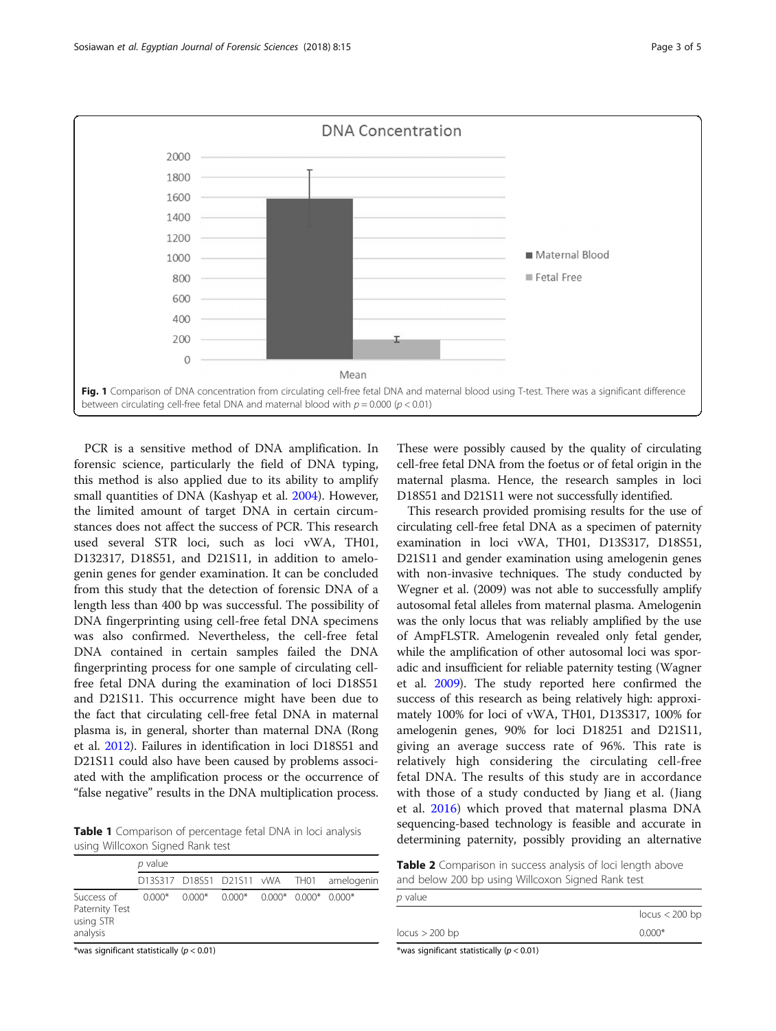**Fig. 1** Comparison of DNA concentration from circulating cell-free fetal DNA and maternal blood using T-test. There was a significant difference between circulating cell-free fetal DNA and maternal blood with $p = 0.000$ ($p < 0.01$)

PCR is a sensitive method of DNA amplification. In forensic science, particularly the field of DNA typing, this method is also applied due to its ability to amplify small quantities of DNA (Kashyap et al. 2004). However, the limited amount of target DNA in certain circumstances does not affect the success of PCR. This research used several STR loci, such as loci vWA, TH01, D132317, D18S51, and D21S11, in addition to amelogenin genes for gender examination. It can be concluded from this study that the detection of forensic DNA of a length less than 400 bp was successful. The possibility of DNA fingerprinting using cell-free fetal DNA specimens was also confirmed. Nevertheless, the cell-free fetal DNA contained in certain samples failed the DNA fingerprinting process for one sample of circulating cell-free fetal DNA during the examination of loci D18S51 and D21S11. This occurrence might have been due to the fact that circulating cell-free fetal DNA in maternal plasma is, in general, shorter than maternal DNA (Rong et al. 2012). Failures in identification in loci D18S51 and D21S11 could also have been caused by problems associated with the amplification process or the occurrence of "false negative" results in the DNA multiplication process. These were possibly caused by the quality of circulating cell-free fetal DNA from the foetus or of fetal origin in the maternal plasma. Hence, the research samples in loci D18S51 and D21S11 were not successfully identified.

This research provided promising results for the use of circulating cell-free fetal DNA as a specimen of paternity examination in loci vWA, TH01, D13S317, D18S51, D21S11 and gender examination using amelogenin genes with non-invasive techniques. The study conducted by Wegner et al. (2009) was not able to successfully amplify autosomal fetal alleles from maternal plasma. Amelogenin was the only locus that was reliably amplified by the use of AmpFLSTR. Amelogenin revealed only fetal gender, while the amplification of other autosomal loci was sporadic and insufficient for reliable paternity testing (Wagner et al. 2009). The study reported here confirmed the success of this research as being relatively high: approximately 100% for loci of vWA, TH01, D13S317, 100% for amelogenin genes, 90% for loci D18251 and D21S11, giving an average success rate of 96%. This rate is relatively high considering the circulating cell-free fetal DNA. The results of this study are in accordance with those of a study conducted by Jiang et al. (Jiang et al. 2016) which proved that maternal plasma DNA sequencing-based technology is feasible and accurate in determining paternity, possibly providing an alternative

**Table 1** Comparison of percentage fetal DNA in loci analysis using Willcoxon Signed Rank test

| | *p* value | | | | | |
|---|---|---|---|---|---|---|
| | D13S317 | D18S51 | D21S11 | vWA | TH01 | amelogenin |
| Success of Paternity Test using STR analysis | 0.000* | 0.000* | 0.000* | 0.000* | 0.000* | 0.000* |

*was significant statistically ($p < 0.01$)

**Table 2** Comparison in success analysis of loci length above and below 200 bp using Willcoxon Signed Rank test

| *p* value | |
|---|---|
| | locus < 200 bp |
| locus > 200 bp | 0.000* |

*was significant statistically ($p < 0.01$)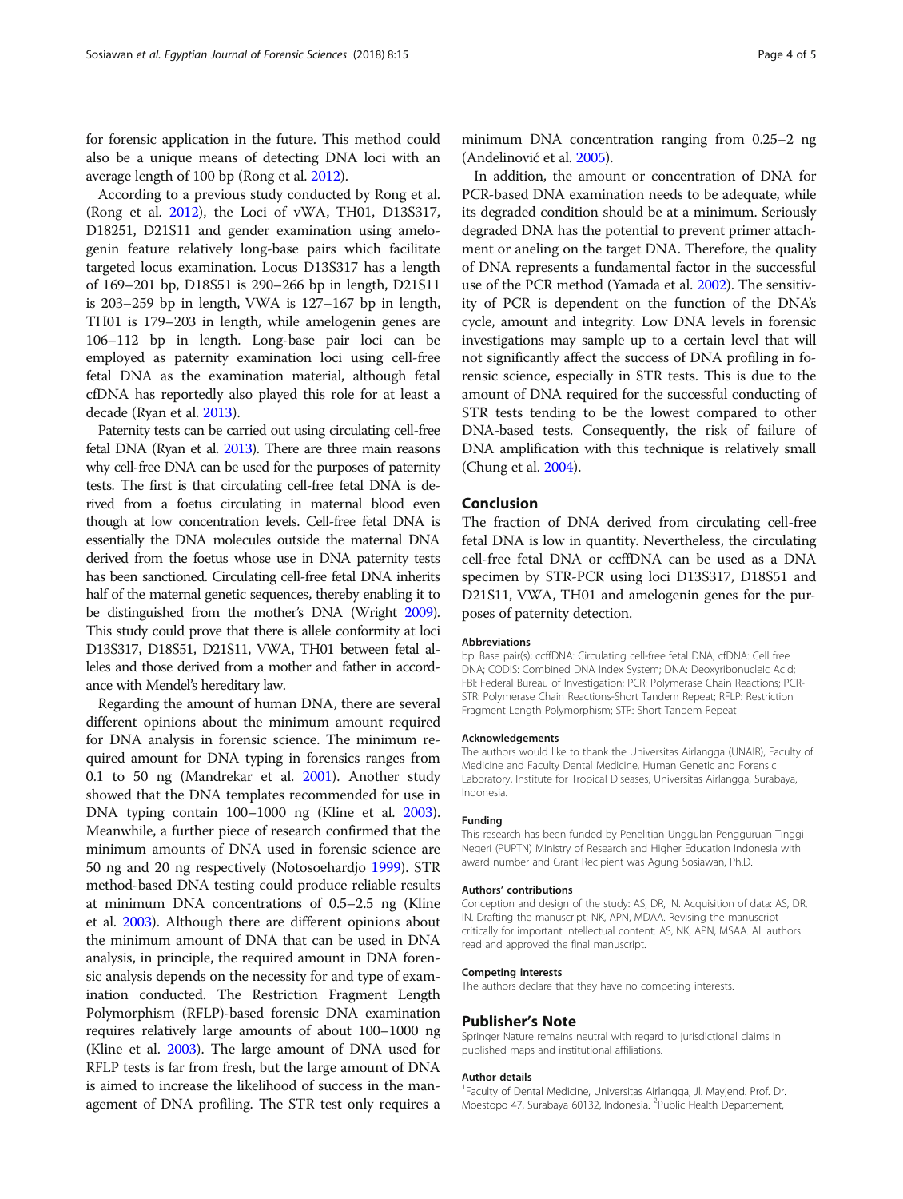for forensic application in the future. This method could also be a unique means of detecting DNA loci with an average length of 100 bp (Rong et al. 2012).

According to a previous study conducted by Rong et al. (Rong et al. 2012), the Loci of vWA, TH01, D13S317, D18251, D21S11 and gender examination using amelogenin feature relatively long-base pairs which facilitate targeted locus examination. Locus D13S317 has a length of 169–201 bp, D18S51 is 290–266 bp in length, D21S11 is 203–259 bp in length, VWA is 127–167 bp in length, TH01 is 179–203 in length, while amelogenin genes are 106–112 bp in length. Long-base pair loci can be employed as paternity examination loci using cell-free fetal DNA as the examination material, although fetal cfDNA has reportedly also played this role for at least a decade (Ryan et al. 2013).

Paternity tests can be carried out using circulating cell-free fetal DNA (Ryan et al. 2013). There are three main reasons why cell-free DNA can be used for the purposes of paternity tests. The first is that circulating cell-free fetal DNA is derived from a foetus circulating in maternal blood even though at low concentration levels. Cell-free fetal DNA is essentially the DNA molecules outside the maternal DNA derived from the foetus whose use in DNA paternity tests has been sanctioned. Circulating cell-free fetal DNA inherits half of the maternal genetic sequences, thereby enabling it to be distinguished from the mother's DNA (Wright 2009). This study could prove that there is allele conformity at loci D13S317, D18S51, D21S11, VWA, TH01 between fetal alleles and those derived from a mother and father in accordance with Mendel's hereditary law.

Regarding the amount of human DNA, there are several different opinions about the minimum amount required for DNA analysis in forensic science. The minimum required amount for DNA typing in forensics ranges from 0.1 to 50 ng (Mandrekar et al. 2001). Another study showed that the DNA templates recommended for use in DNA typing contain 100–1000 ng (Kline et al. 2003). Meanwhile, a further piece of research confirmed that the minimum amounts of DNA used in forensic science are 50 ng and 20 ng respectively (Notosoehardjo 1999). STR method-based DNA testing could produce reliable results at minimum DNA concentrations of 0.5–2.5 ng (Kline et al. 2003). Although there are different opinions about the minimum amount of DNA that can be used in DNA analysis, in principle, the required amount in DNA forensic analysis depends on the necessity for and type of examination conducted. The Restriction Fragment Length Polymorphism (RFLP)-based forensic DNA examination requires relatively large amounts of about 100–1000 ng (Kline et al. 2003). The large amount of DNA used for RFLP tests is far from fresh, but the large amount of DNA is aimed to increase the likelihood of success in the management of DNA profiling. The STR test only requires a minimum DNA concentration ranging from 0.25–2 ng (Andelinović et al. 2005).

In addition, the amount or concentration of DNA for PCR-based DNA examination needs to be adequate, while its degraded condition should be at a minimum. Seriously degraded DNA has the potential to prevent primer attachment or aneling on the target DNA. Therefore, the quality of DNA represents a fundamental factor in the successful use of the PCR method (Yamada et al. 2002). The sensitivity of PCR is dependent on the function of the DNA's cycle, amount and integrity. Low DNA levels in forensic investigations may sample up to a certain level that will not significantly affect the success of DNA profiling in forensic science, especially in STR tests. This is due to the amount of DNA required for the successful conducting of STR tests tending to be the lowest compared to other DNA-based tests. Consequently, the risk of failure of DNA amplification with this technique is relatively small (Chung et al. 2004).

## Conclusion

The fraction of DNA derived from circulating cell-free fetal DNA is low in quantity. Nevertheless, the circulating cell-free fetal DNA or ccffDNA can be used as a DNA specimen by STR-PCR using loci D13S317, D18S51 and D21S11, VWA, TH01 and amelogenin genes for the purposes of paternity detection.

#### Abbreviations

bp: Base pair(s); ccffDNA: Circulating cell-free fetal DNA; cfDNA: Cell free DNA; CODIS: Combined DNA Index System; DNA: Deoxyribonucleic Acid; FBI: Federal Bureau of Investigation; PCR: Polymerase Chain Reactions; PCR-STR: Polymerase Chain Reactions-Short Tandem Repeat; RFLP: Restriction Fragment Length Polymorphism; STR: Short Tandem Repeat

#### Acknowledgements

The authors would like to thank the Universitas Airlangga (UNAIR), Faculty of Medicine and Faculty Dental Medicine, Human Genetic and Forensic Laboratory, Institute for Tropical Diseases, Universitas Airlangga, Surabaya, Indonesia.

#### Funding

This research has been funded by Penelitian Unggulan Pengguruan Tinggi Negeri (PUPTN) Ministry of Research and Higher Education Indonesia with award number and Grant Recipient was Agung Sosiawan, Ph.D.

#### Authors' contributions

Conception and design of the study: AS, DR, IN. Acquisition of data: AS, DR, IN. Drafting the manuscript: NK, APN, MDAA. Revising the manuscript critically for important intellectual content: AS, NK, APN, MSAA. All authors read and approved the final manuscript.

#### Competing interests

The authors declare that they have no competing interests.

## Publisher's Note

Springer Nature remains neutral with regard to jurisdictional claims in published maps and institutional affiliations.

#### Author details

[1]Faculty of Dental Medicine, Universitas Airlangga, Jl. Mayjend. Prof. Dr. Moestopo 47, Surabaya 60132, Indonesia. [2]Public Health Departement,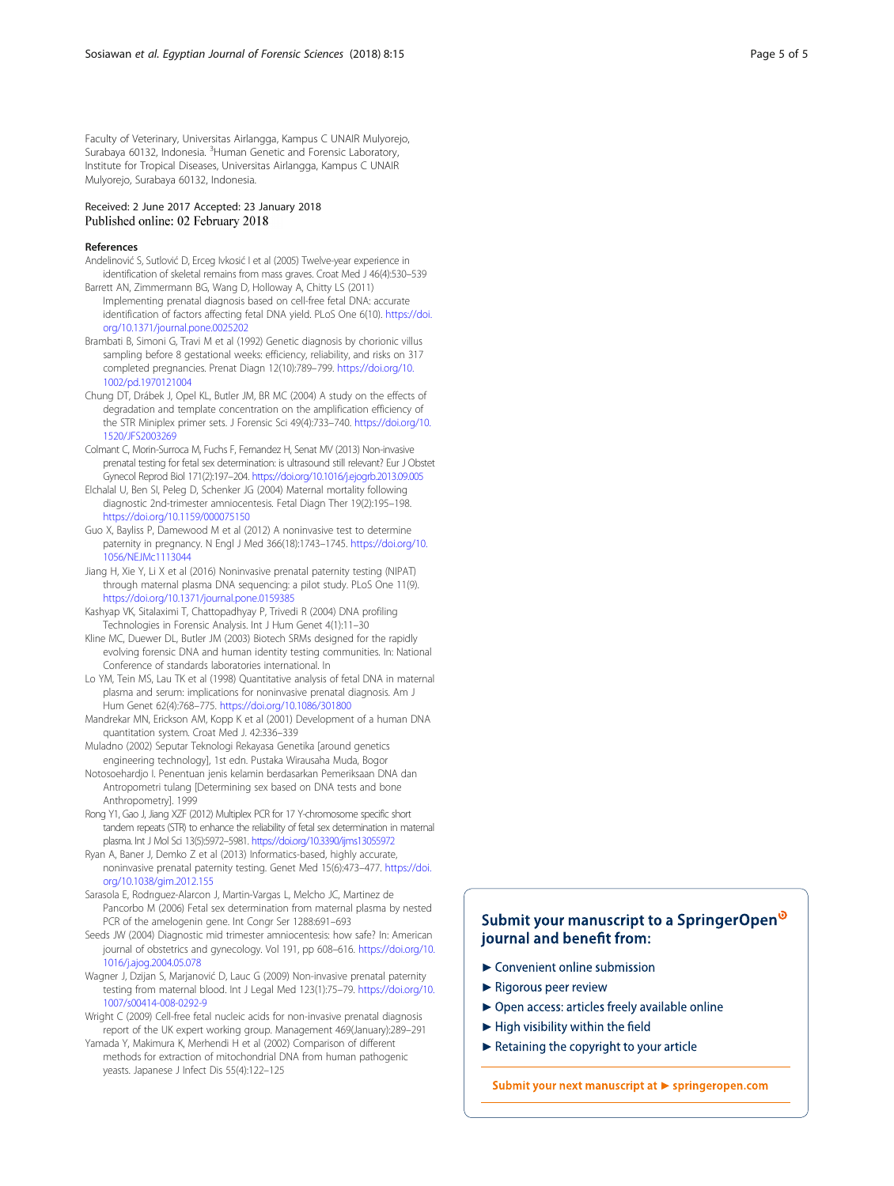Faculty of Veterinary, Universitas Airlangga, Kampus C UNAIR Mulyorejo, Surabaya 60132, Indonesia. [3]Human Genetic and Forensic Laboratory, Institute for Tropical Diseases, Universitas Airlangga, Kampus C UNAIR Mulyorejo, Surabaya 60132, Indonesia.

Received: 2 June 2017 Accepted: 23 January 2018
Published online: 02 February 2018

## References

Andelinović S, Sutlović D, Erceg Ivkosić I et al (2005) Twelve-year experience in identification of skeletal remains from mass graves. Croat Med J 46(4):530–539

Barrett AN, Zimmermann BG, Wang D, Holloway A, Chitty LS (2011) Implementing prenatal diagnosis based on cell-free fetal DNA: accurate identification of factors affecting fetal DNA yield. PLoS One 6(10). https://doi.org/10.1371/journal.pone.0025202

Brambati B, Simoni G, Travi M et al (1992) Genetic diagnosis by chorionic villus sampling before 8 gestational weeks: efficiency, reliability, and risks on 317 completed pregnancies. Prenat Diagn 12(10):789–799. https://doi.org/10.1002/pd.1970121004

Chung DT, Drábek J, Opel KL, Butler JM, BR MC (2004) A study on the effects of degradation and template concentration on the amplification efficiency of the STR Miniplex primer sets. J Forensic Sci 49(4):733–740. https://doi.org/10.1520/JFS2003269

Colmant C, Morin-Surroca M, Fuchs F, Fernandez H, Senat MV (2013) Non-invasive prenatal testing for fetal sex determination: is ultrasound still relevant? Eur J Obstet Gynecol Reprod Biol 171(2):197–204. https://doi.org/10.1016/j.ejogrb.2013.09.005

Elchalal U, Ben SI, Peleg D, Schenker JG (2004) Maternal mortality following diagnostic 2nd-trimester amniocentesis. Fetal Diagn Ther 19(2):195–198. https://doi.org/10.1159/000075150

Guo X, Bayliss P, Damewood M et al (2012) A noninvasive test to determine paternity in pregnancy. N Engl J Med 366(18):1743–1745. https://doi.org/10.1056/NEJMc1113044

Jiang H, Xie Y, Li X et al (2016) Noninvasive prenatal paternity testing (NIPAT) through maternal plasma DNA sequencing: a pilot study. PLoS One 11(9). https://doi.org/10.1371/journal.pone.0159385

Kashyap VK, Sitalaximi T, Chattopadhyay P, Trivedi R (2004) DNA profiling Technologies in Forensic Analysis. Int J Hum Genet 4(1):11–30

Kline MC, Duewer DL, Butler JM (2003) Biotech SRMs designed for the rapidly evolving forensic DNA and human identity testing communities. In: National Conference of standards laboratories international. In

Lo YM, Tein MS, Lau TK et al (1998) Quantitative analysis of fetal DNA in maternal plasma and serum: implications for noninvasive prenatal diagnosis. Am J Hum Genet 62(4):768–775. https://doi.org/10.1086/301800

Mandrekar MN, Erickson AM, Kopp K et al (2001) Development of a human DNA quantitation system. Croat Med J. 42:336–339

Muladno (2002) Seputar Teknologi Rekayasa Genetika [around genetics engineering technology], 1st edn. Pustaka Wirausaha Muda, Bogor

Notosoehardjo I. Penentuan jenis kelamin berdasarkan Pemeriksaan DNA dan Antropometri tulang [Determining sex based on DNA tests and bone Anthropometry]. 1999

Rong Y1, Gao J, Jiang XZF (2012) Multiplex PCR for 17 Y-chromosome specific short tandem repeats (STR) to enhance the reliability of fetal sex determination in maternal plasma. Int J Mol Sci 13(5):5972–5981. https://doi.org/10.3390/ijms13055972

Ryan A, Baner J, Demko Z et al (2013) Informatics-based, highly accurate, noninvasive prenatal paternity testing. Genet Med 15(6):473–477. https://doi.org/10.1038/gim.2012.155

Sarasola E, Rodrıguez-Alarcon J, Martin-Vargas L, Melcho JC, Martinez de Pancorbo M (2006) Fetal sex determination from maternal plasma by nested PCR of the amelogenin gene. Int Congr Ser 1288:691–693

Seeds JW (2004) Diagnostic mid trimester amniocentesis: how safe? In: American journal of obstetrics and gynecology. Vol 191, pp 608–616. https://doi.org/10.1016/j.ajog.2004.05.078

Wagner J, Dzijan S, Marjanović D, Lauc G (2009) Non-invasive prenatal paternity testing from maternal blood. Int J Legal Med 123(1):75–79. https://doi.org/10.1007/s00414-008-0292-9

Wright C (2009) Cell-free fetal nucleic acids for non-invasive prenatal diagnosis report of the UK expert working group. Management 469(January):289–291

Yamada Y, Makimura K, Merhendi H et al (2002) Comparison of different methods for extraction of mitochondrial DNA from human pathogenic yeasts. Japanese J Infect Dis 55(4):122–125